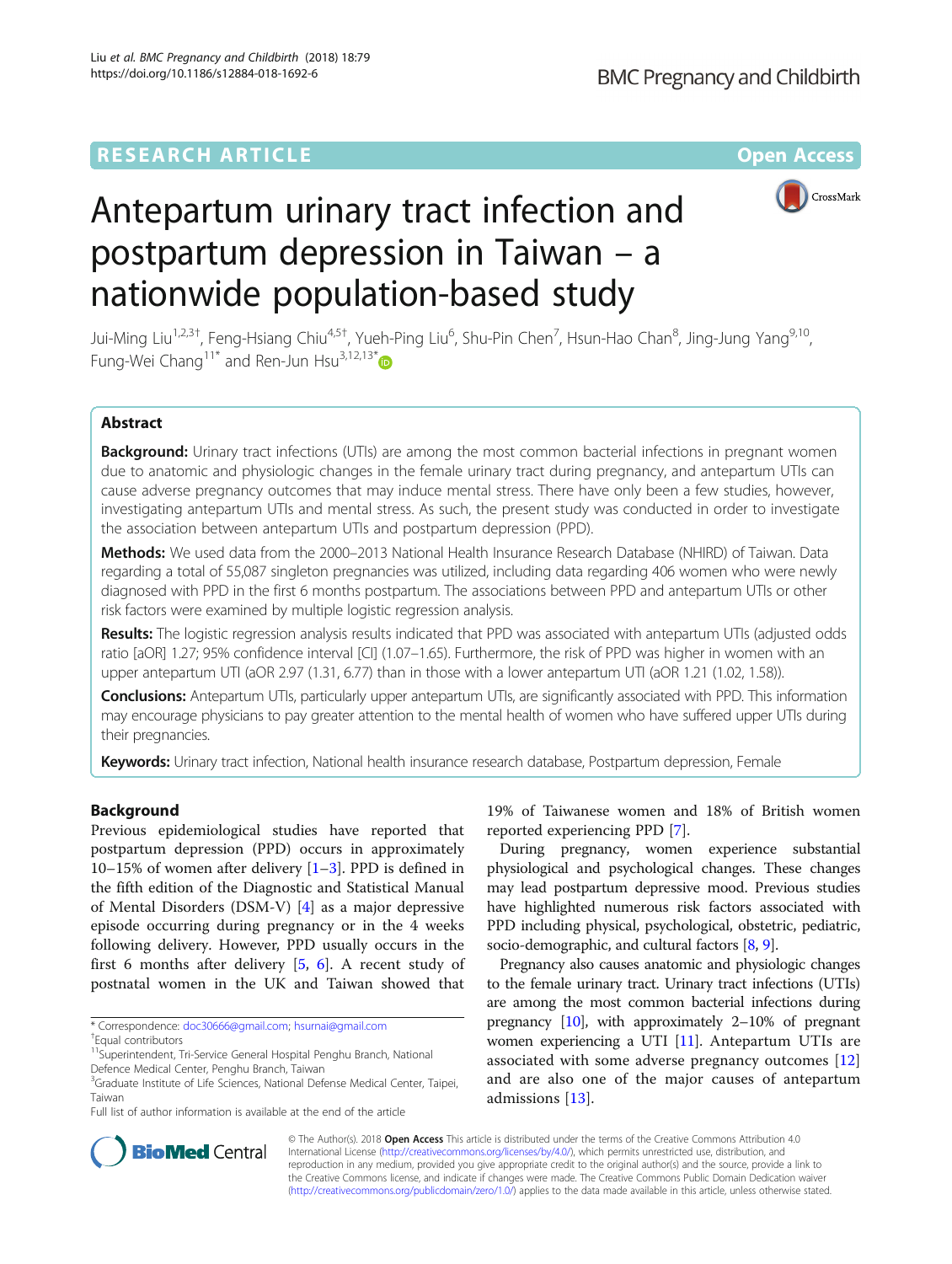RESEARCH ARTICLE

Open Access

# Antepartum urinary tract infection and postpartum depression in Taiwan – a nationwide population-based study

Jui-Ming Liu[1,2,3†], Feng-Hsiang Chiu[4,5†], Yueh-Ping Liu[6], Shu-Pin Chen[7], Hsun-Hao Chan[8], Jing-Jung Yang[9,10], Fung-Wei Chang[11*] and Ren-Jun Hsu[3,12,13*]

## Abstract

**Background:** Urinary tract infections (UTIs) are among the most common bacterial infections in pregnant women due to anatomic and physiologic changes in the female urinary tract during pregnancy, and antepartum UTIs can cause adverse pregnancy outcomes that may induce mental stress. There have only been a few studies, however, investigating antepartum UTIs and mental stress. As such, the present study was conducted in order to investigate the association between antepartum UTIs and postpartum depression (PPD).

**Methods:** We used data from the 2000–2013 National Health Insurance Research Database (NHIRD) of Taiwan. Data regarding a total of 55,087 singleton pregnancies was utilized, including data regarding 406 women who were newly diagnosed with PPD in the first 6 months postpartum. The associations between PPD and antepartum UTIs or other risk factors were examined by multiple logistic regression analysis.

**Results:** The logistic regression analysis results indicated that PPD was associated with antepartum UTIs (adjusted odds ratio [aOR] 1.27; 95% confidence interval [CI] (1.07–1.65). Furthermore, the risk of PPD was higher in women with an upper antepartum UTI (aOR 2.97 (1.31, 6.77) than in those with a lower antepartum UTI (aOR 1.21 (1.02, 1.58)).

**Conclusions:** Antepartum UTIs, particularly upper antepartum UTIs, are significantly associated with PPD. This information may encourage physicians to pay greater attention to the mental health of women who have suffered upper UTIs during their pregnancies.

**Keywords:** Urinary tract infection, National health insurance research database, Postpartum depression, Female

## Background

Previous epidemiological studies have reported that postpartum depression (PPD) occurs in approximately 10–15% of women after delivery [1–3]. PPD is defined in the fifth edition of the Diagnostic and Statistical Manual of Mental Disorders (DSM-V) [4] as a major depressive episode occurring during pregnancy or in the 4 weeks following delivery. However, PPD usually occurs in the first 6 months after delivery [5, 6]. A recent study of postnatal women in the UK and Taiwan showed that 19% of Taiwanese women and 18% of British women reported experiencing PPD [7].

During pregnancy, women experience substantial physiological and psychological changes. These changes may lead postpartum depressive mood. Previous studies have highlighted numerous risk factors associated with PPD including physical, psychological, obstetric, pediatric, socio-demographic, and cultural factors [8, 9].

Pregnancy also causes anatomic and physiologic changes to the female urinary tract. Urinary tract infections (UTIs) are among the most common bacterial infections during pregnancy [10], with approximately 2–10% of pregnant women experiencing a UTI [11]. Antepartum UTIs are associated with some adverse pregnancy outcomes [12] and are also one of the major causes of antepartum admissions [13].

* Correspondence: doc30666@gmail.com; hsurnai@gmail.com
†Equal contributors
[11]Superintendent, Tri-Service General Hospital Penghu Branch, National Defence Medical Center, Penghu Branch, Taiwan
[3]Graduate Institute of Life Sciences, National Defense Medical Center, Taipei, Taiwan
Full list of author information is available at the end of the article

© The Author(s). 2018 **Open Access** This article is distributed under the terms of the Creative Commons Attribution 4.0 International License (http://creativecommons.org/licenses/by/4.0/), which permits unrestricted use, distribution, and reproduction in any medium, provided you give appropriate credit to the original author(s) and the source, provide a link to the Creative Commons license, and indicate if changes were made. The Creative Commons Public Domain Dedication waiver (http://creativecommons.org/publicdomain/zero/1.0/) applies to the data made available in this article, unless otherwise stated.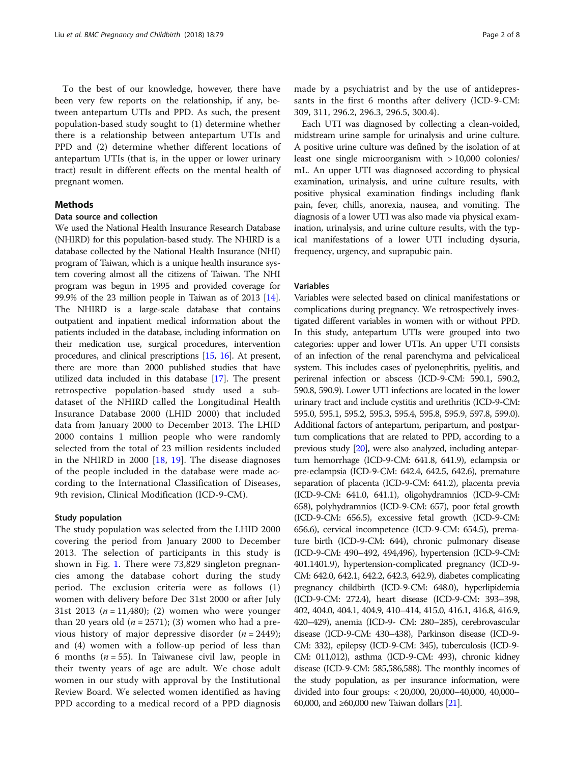To the best of our knowledge, however, there have been very few reports on the relationship, if any, between antepartum UTIs and PPD. As such, the present population-based study sought to (1) determine whether there is a relationship between antepartum UTIs and PPD and (2) determine whether different locations of antepartum UTIs (that is, in the upper or lower urinary tract) result in different effects on the mental health of pregnant women.

## Methods

### Data source and collection

We used the National Health Insurance Research Database (NHIRD) for this population-based study. The NHIRD is a database collected by the National Health Insurance (NHI) program of Taiwan, which is a unique health insurance system covering almost all the citizens of Taiwan. The NHI program was begun in 1995 and provided coverage for 99.9% of the 23 million people in Taiwan as of 2013 [14]. The NHIRD is a large-scale database that contains outpatient and inpatient medical information about the patients included in the database, including information on their medication use, surgical procedures, intervention procedures, and clinical prescriptions [15, 16]. At present, there are more than 2000 published studies that have utilized data included in this database [17]. The present retrospective population-based study used a sub-dataset of the NHIRD called the Longitudinal Health Insurance Database 2000 (LHID 2000) that included data from January 2000 to December 2013. The LHID 2000 contains 1 million people who were randomly selected from the total of 23 million residents included in the NHIRD in 2000 [18, 19]. The disease diagnoses of the people included in the database were made according to the International Classification of Diseases, 9th revision, Clinical Modification (ICD-9-CM).

### Study population

The study population was selected from the LHID 2000 covering the period from January 2000 to December 2013. The selection of participants in this study is shown in Fig. 1. There were 73,829 singleton pregnancies among the database cohort during the study period. The exclusion criteria were as follows (1) women with delivery before Dec 31st 2000 or after July 31st 2013 ($n = 11,480$); (2) women who were younger than 20 years old ($n = 2571$); (3) women who had a previous history of major depressive disorder ($n = 2449$); and (4) women with a follow-up period of less than 6 months ($n = 55$). In Taiwanese civil law, people in their twenty years of age are adult. We chose adult women in our study with approval by the Institutional Review Board. We selected women identified as having PPD according to a medical record of a PPD diagnosis made by a psychiatrist and by the use of antidepressants in the first 6 months after delivery (ICD-9-CM: 309, 311, 296.2, 296.3, 296.5, 300.4).

Each UTI was diagnosed by collecting a clean-voided, midstream urine sample for urinalysis and urine culture. A positive urine culture was defined by the isolation of at least one single microorganism with > 10,000 colonies/mL. An upper UTI was diagnosed according to physical examination, urinalysis, and urine culture results, with positive physical examination findings including flank pain, fever, chills, anorexia, nausea, and vomiting. The diagnosis of a lower UTI was also made via physical examination, urinalysis, and urine culture results, with the typical manifestations of a lower UTI including dysuria, frequency, urgency, and suprapubic pain.

### Variables

Variables were selected based on clinical manifestations or complications during pregnancy. We retrospectively investigated different variables in women with or without PPD. In this study, antepartum UTIs were grouped into two categories: upper and lower UTIs. An upper UTI consists of an infection of the renal parenchyma and pelvicaliceal system. This includes cases of pyelonephritis, pyelitis, and perirenal infection or abscess (ICD-9-CM: 590.1, 590.2, 590.8, 590.9). Lower UTI infections are located in the lower urinary tract and include cystitis and urethritis (ICD-9-CM: 595.0, 595.1, 595.2, 595.3, 595.4, 595.8, 595.9, 597.8, 599.0). Additional factors of antepartum, peripartum, and postpartum complications that are related to PPD, according to a previous study [20], were also analyzed, including antepartum hemorrhage (ICD-9-CM: 641.8, 641.9), eclampsia or pre-eclampsia (ICD-9-CM: 642.4, 642.5, 642.6), premature separation of placenta (ICD-9-CM: 641.2), placenta previa (ICD-9-CM: 641.0, 641.1), oligohydramnios (ICD-9-CM: 658), polyhydramnios (ICD-9-CM: 657), poor fetal growth (ICD-9-CM: 656.5), excessive fetal growth (ICD-9-CM: 656.6), cervical incompetence (ICD-9-CM: 654.5), premature birth (ICD-9-CM: 644), chronic pulmonary disease (ICD-9-CM: 490–492, 494,496), hypertension (ICD-9-CM: 401.1401.9), hypertension-complicated pregnancy (ICD-9-CM: 642.0, 642.1, 642.2, 642.3, 642.9), diabetes complicating pregnancy childbirth (ICD-9-CM: 648.0), hyperlipidemia (ICD-9-CM: 272.4), heart disease (ICD-9-CM: 393–398, 402, 404.0, 404.1, 404.9, 410–414, 415.0, 416.1, 416.8, 416.9, 420–429), anemia (ICD-9- CM: 280–285), cerebrovascular disease (ICD-9-CM: 430–438), Parkinson disease (ICD-9-CM: 332), epilepsy (ICD-9-CM: 345), tuberculosis (ICD-9-CM: 011,012), asthma (ICD-9-CM: 493), chronic kidney disease (ICD-9-CM: 585,586,588). The monthly incomes of the study population, as per insurance information, were divided into four groups: < 20,000, 20,000–40,000, 40,000–60,000, and ≥60,000 new Taiwan dollars [21].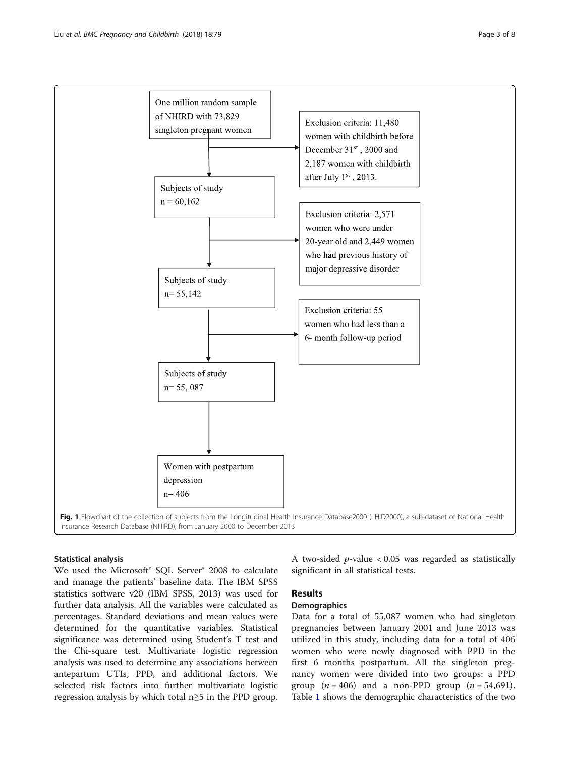One million random sample of NHIRD with 73,829 singleton pregnant women

Exclusion criteria: 11,480 women with childbirth before December 31st, 2000 and 2,187 women with childbirth after July 1st, 2013.

Subjects of study n = 60,162

Exclusion criteria: 2,571 women who were under 20-year old and 2,449 women who had previous history of major depressive disorder

Subjects of study n= 55,142

Exclusion criteria: 55 women who had less than a 6- month follow-up period

Subjects of study n= 55, 087

Women with postpartum depression n= 406

**Fig. 1** Flowchart of the collection of subjects from the Longitudinal Health Insurance Database2000 (LHID2000), a sub-dataset of National Health Insurance Research Database (NHIRD), from January 2000 to December 2013

### Statistical analysis

We used the Microsoft® SQL Server® 2008 to calculate and manage the patients' baseline data. The IBM SPSS statistics software v20 (IBM SPSS, 2013) was used for further data analysis. All the variables were calculated as percentages. Standard deviations and mean values were determined for the quantitative variables. Statistical significance was determined using Student's T test and the Chi-square test. Multivariate logistic regression analysis was used to determine any associations between antepartum UTIs, PPD, and additional factors. We selected risk factors into further multivariate logistic regression analysis by which total n≧5 in the PPD group. A two-sided $p$-value $< 0.05$ was regarded as statistically significant in all statistical tests.

## Results

### Demographics

Data for a total of 55,087 women who had singleton pregnancies between January 2001 and June 2013 was utilized in this study, including data for a total of 406 women who were newly diagnosed with PPD in the first 6 months postpartum. All the singleton pregnancy women were divided into two groups: a PPD group ($n = 406$) and a non-PPD group ($n = 54,691$). Table 1 shows the demographic characteristics of the two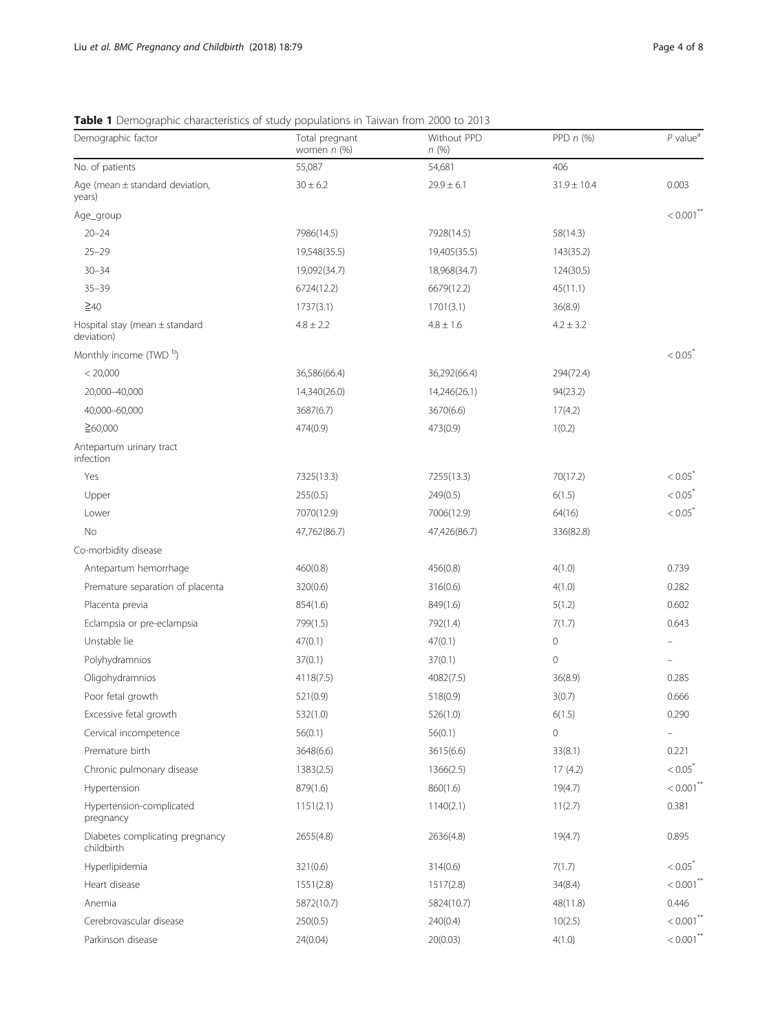**Table 1** Demographic characteristics of study populations in Taiwan from 2000 to 2013

| Demographic factor | Total pregnant women *n* (%) | Without PPD *n* (%) | PPD *n* (%) | *P* value[a] |
|---|---|---|---|---|
| No. of patients | 55,087 | 54,681 | 406 | |
| Age (mean ± standard deviation, years) | 30 ± 6.2 | 29.9 ± 6.1 | 31.9 ± 10.4 | 0.003 |
| Age_group | | | | < 0.001[**] |
| 20–24 | 7986(14.5) | 7928(14.5) | 58(14.3) | |
| 25–29 | 19,548(35.5) | 19,405(35.5) | 143(35.2) | |
| 30–34 | 19,092(34.7) | 18,968(34.7) | 124(30.5) | |
| 35–39 | 6724(12.2) | 6679(12.2) | 45(11.1) | |
| ≧40 | 1737(3.1) | 1701(3.1) | 36(8.9) | |
| Hospital stay (mean ± standard deviation) | 4.8 ± 2.2 | 4.8 ± 1.6 | 4.2 ± 3.2 | |
| Monthly income (TWD [b]) | | | | < 0.05[*] |
| < 20,000 | 36,586(66.4) | 36,292(66.4) | 294(72.4) | |
| 20,000–40,000 | 14,340(26.0) | 14,246(26.1) | 94(23.2) | |
| 40,000–60,000 | 3687(6.7) | 3670(6.6) | 17(4.2) | |
| ≧60,000 | 474(0.9) | 473(0.9) | 1(0.2) | |
| Antepartum urinary tract infection | | | | |
| Yes | 7325(13.3) | 7255(13.3) | 70(17.2) | < 0.05[*] |
| Upper | 255(0.5) | 249(0.5) | 6(1.5) | < 0.05[*] |
| Lower | 7070(12.9) | 7006(12.9) | 64(16) | < 0.05[*] |
| No | 47,762(86.7) | 47,426(86.7) | 336(82.8) | |
| Co-morbidity disease | | | | |
| Antepartum hemorrhage | 460(0.8) | 456(0.8) | 4(1.0) | 0.739 |
| Premature separation of placenta | 320(0.6) | 316(0.6) | 4(1.0) | 0.282 |
| Placenta previa | 854(1.6) | 849(1.6) | 5(1.2) | 0.602 |
| Eclampsia or pre-eclampsia | 799(1.5) | 792(1.4) | 7(1.7) | 0.643 |
| Unstable lie | 47(0.1) | 47(0.1) | 0 | – |
| Polyhydramnios | 37(0.1) | 37(0.1) | 0 | – |
| Oligohydramnios | 4118(7.5) | 4082(7.5) | 36(8.9) | 0.285 |
| Poor fetal growth | 521(0.9) | 518(0.9) | 3(0.7) | 0.666 |
| Excessive fetal growth | 532(1.0) | 526(1.0) | 6(1.5) | 0.290 |
| Cervical incompetence | 56(0.1) | 56(0.1) | 0 | – |
| Premature birth | 3648(6.6) | 3615(6.6) | 33(8.1) | 0.221 |
| Chronic pulmonary disease | 1383(2.5) | 1366(2.5) | 17 (4.2) | < 0.05[*] |
| Hypertension | 879(1.6) | 860(1.6) | 19(4.7) | < 0.001[**] |
| Hypertension-complicated pregnancy | 1151(2.1) | 1140(2.1) | 11(2.7) | 0.381 |
| Diabetes complicating pregnancy childbirth | 2655(4.8) | 2636(4.8) | 19(4.7) | 0.895 |
| Hyperlipidemia | 321(0.6) | 314(0.6) | 7(1.7) | < 0.05[*] |
| Heart disease | 1551(2.8) | 1517(2.8) | 34(8.4) | < 0.001[**] |
| Anemia | 5872(10.7) | 5824(10.7) | 48(11.8) | 0.446 |
| Cerebrovascular disease | 250(0.5) | 240(0.4) | 10(2.5) | < 0.001[**] |
| Parkinson disease | 24(0.04) | 20(0.03) | 4(1.0) | < 0.001[**] |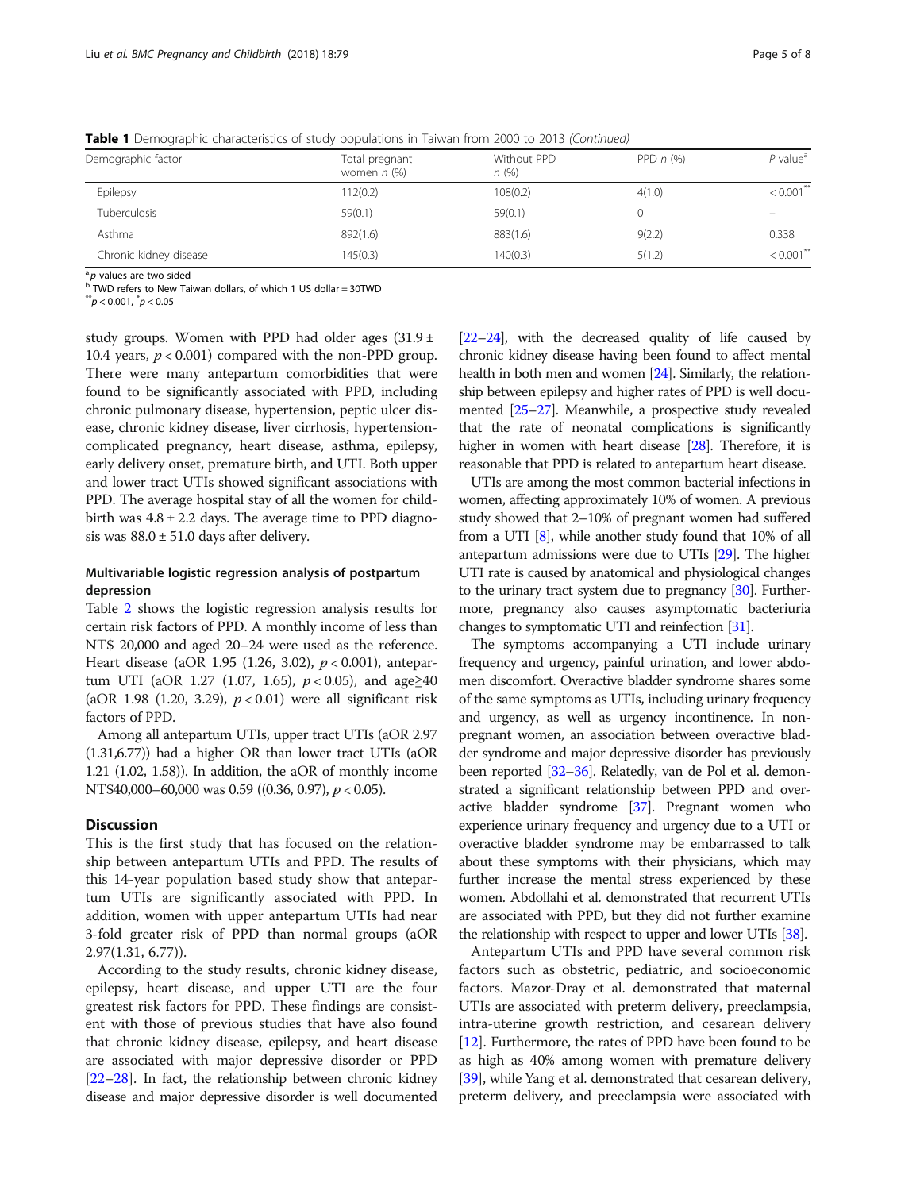**Table 1** Demographic characteristics of study populations in Taiwan from 2000 to 2013 *(Continued)*

| Demographic factor | Total pregnant women *n* (%) | Without PPD *n* (%) | PPD *n* (%) | *P* value[a] |
|---|---|---|---|---|
| Epilepsy | 112(0.2) | 108(0.2) | 4(1.0) | < 0.001** |
| Tuberculosis | 59(0.1) | 59(0.1) | 0 | – |
| Asthma | 892(1.6) | 883(1.6) | 9(2.2) | 0.338 |
| Chronic kidney disease | 145(0.3) | 140(0.3) | 5(1.2) | < 0.001** |

[a] *p*-values are two-sided
[b] TWD refers to New Taiwan dollars, of which 1 US dollar = 30TWD
** $p < 0.001$, * $p < 0.05$

study groups. Women with PPD had older ages (31.9 ± 10.4 years, $p < 0.001$) compared with the non-PPD group. There were many antepartum comorbidities that were found to be significantly associated with PPD, including chronic pulmonary disease, hypertension, peptic ulcer disease, chronic kidney disease, liver cirrhosis, hypertension-complicated pregnancy, heart disease, asthma, epilepsy, early delivery onset, premature birth, and UTI. Both upper and lower tract UTIs showed significant associations with PPD. The average hospital stay of all the women for childbirth was 4.8 ± 2.2 days. The average time to PPD diagnosis was 88.0 ± 51.0 days after delivery.

### Multivariable logistic regression analysis of postpartum depression

Table 2 shows the logistic regression analysis results for certain risk factors of PPD. A monthly income of less than NT$ 20,000 and aged 20–24 were used as the reference. Heart disease (aOR 1.95 (1.26, 3.02), $p < 0.001$), antepartum UTI (aOR 1.27 (1.07, 1.65), $p < 0.05$), and age≧40 (aOR 1.98 (1.20, 3.29), $p < 0.01$) were all significant risk factors of PPD.

Among all antepartum UTIs, upper tract UTIs (aOR 2.97 (1.31,6.77)) had a higher OR than lower tract UTIs (aOR 1.21 (1.02, 1.58)). In addition, the aOR of monthly income NT$40,000–60,000 was 0.59 ((0.36, 0.97), $p < 0.05$).

## Discussion

This is the first study that has focused on the relationship between antepartum UTIs and PPD. The results of this 14-year population based study show that antepartum UTIs are significantly associated with PPD. In addition, women with upper antepartum UTIs had near 3-fold greater risk of PPD than normal groups (aOR 2.97(1.31, 6.77)).

According to the study results, chronic kidney disease, epilepsy, heart disease, and upper UTI are the four greatest risk factors for PPD. These findings are consistent with those of previous studies that have also found that chronic kidney disease, epilepsy, and heart disease are associated with major depressive disorder or PPD [22–28]. In fact, the relationship between chronic kidney disease and major depressive disorder is well documented [22–24], with the decreased quality of life caused by chronic kidney disease having been found to affect mental health in both men and women [24]. Similarly, the relationship between epilepsy and higher rates of PPD is well documented [25–27]. Meanwhile, a prospective study revealed that the rate of neonatal complications is significantly higher in women with heart disease [28]. Therefore, it is reasonable that PPD is related to antepartum heart disease.

UTIs are among the most common bacterial infections in women, affecting approximately 10% of women. A previous study showed that 2–10% of pregnant women had suffered from a UTI [8], while another study found that 10% of all antepartum admissions were due to UTIs [29]. The higher UTI rate is caused by anatomical and physiological changes to the urinary tract system due to pregnancy [30]. Furthermore, pregnancy also causes asymptomatic bacteriuria changes to symptomatic UTI and reinfection [31].

The symptoms accompanying a UTI include urinary frequency and urgency, painful urination, and lower abdomen discomfort. Overactive bladder syndrome shares some of the same symptoms as UTIs, including urinary frequency and urgency, as well as urgency incontinence. In non-pregnant women, an association between overactive bladder syndrome and major depressive disorder has previously been reported [32–36]. Relatedly, van de Pol et al. demonstrated a significant relationship between PPD and overactive bladder syndrome [37]. Pregnant women who experience urinary frequency and urgency due to a UTI or overactive bladder syndrome may be embarrassed to talk about these symptoms with their physicians, which may further increase the mental stress experienced by these women. Abdollahi et al. demonstrated that recurrent UTIs are associated with PPD, but they did not further examine the relationship with respect to upper and lower UTIs [38].

Antepartum UTIs and PPD have several common risk factors such as obstetric, pediatric, and socioeconomic factors. Mazor-Dray et al. demonstrated that maternal UTIs are associated with preterm delivery, preeclampsia, intra-uterine growth restriction, and cesarean delivery [12]. Furthermore, the rates of PPD have been found to be as high as 40% among women with premature delivery [39], while Yang et al. demonstrated that cesarean delivery, preterm delivery, and preeclampsia were associated with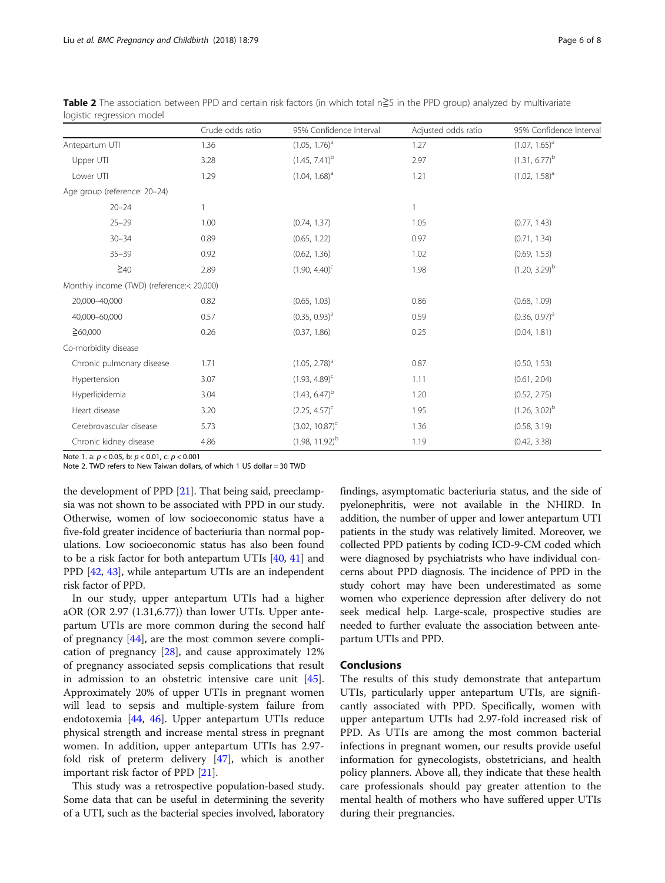**Table 2** The association between PPD and certain risk factors (in which total n≧5 in the PPD group) analyzed by multivariate logistic regression model

| | Crude odds ratio | 95% Confidence Interval | Adjusted odds ratio | 95% Confidence Interval |
|---|---|---|---|---|
| Antepartum UTI | 1.36 | (1.05, 1.76)[a] | 1.27 | (1.07, 1.65)[a] |
| Upper UTI | 3.28 | (1.45, 7.41)[b] | 2.97 | (1.31, 6.77)[b] |
| Lower UTI | 1.29 | (1.04, 1.68)[a] | 1.21 | (1.02, 1.58)[a] |
| Age group (reference: 20–24) | | | | |
| 20–24 | 1 | | 1 | |
| 25–29 | 1.00 | (0.74, 1.37) | 1.05 | (0.77, 1.43) |
| 30–34 | 0.89 | (0.65, 1.22) | 0.97 | (0.71, 1.34) |
| 35–39 | 0.92 | (0.62, 1.36) | 1.02 | (0.69, 1.53) |
| ≧40 | 2.89 | (1.90, 4.40)[c] | 1.98 | (1.20, 3.29)[b] |
| Monthly income (TWD) (reference:< 20,000) | | | | |
| 20,000–40,000 | 0.82 | (0.65, 1.03) | 0.86 | (0.68, 1.09) |
| 40,000–60,000 | 0.57 | (0.35, 0.93)[a] | 0.59 | (0.36, 0.97)[a] |
| ≧60,000 | 0.26 | (0.37, 1.86) | 0.25 | (0.04, 1.81) |
| Co-morbidity disease | | | | |
| Chronic pulmonary disease | 1.71 | (1.05, 2.78)[a] | 0.87 | (0.50, 1.53) |
| Hypertension | 3.07 | (1.93, 4.89)[c] | 1.11 | (0.61, 2.04) |
| Hyperlipidemia | 3.04 | (1.43, 6.47)[b] | 1.20 | (0.52, 2.75) |
| Heart disease | 3.20 | (2.25, 4.57)[c] | 1.95 | (1.26, 3.02)[b] |
| Cerebrovascular disease | 5.73 | (3.02, 10.87)[c] | 1.36 | (0.58, 3.19) |
| Chronic kidney disease | 4.86 | (1.98, 11.92)[b] | 1.19 | (0.42, 3.38) |

Note 1. a: $p < 0.05$, b: $p < 0.01$, c: $p < 0.001$

Note 2. TWD refers to New Taiwan dollars, of which 1 US dollar = 30 TWD

the development of PPD [21]. That being said, preeclampsia was not shown to be associated with PPD in our study. Otherwise, women of low socioeconomic status have a five-fold greater incidence of bacteriuria than normal populations. Low socioeconomic status has also been found to be a risk factor for both antepartum UTIs [40, 41] and PPD [42, 43], while antepartum UTIs are an independent risk factor of PPD.

In our study, upper antepartum UTIs had a higher aOR (OR 2.97 (1.31,6.77)) than lower UTIs. Upper antepartum UTIs are more common during the second half of pregnancy [44], are the most common severe complication of pregnancy [28], and cause approximately 12% of pregnancy associated sepsis complications that result in admission to an obstetric intensive care unit [45]. Approximately 20% of upper UTIs in pregnant women will lead to sepsis and multiple-system failure from endotoxemia [44, 46]. Upper antepartum UTIs reduce physical strength and increase mental stress in pregnant women. In addition, upper antepartum UTIs has 2.97-fold risk of preterm delivery [47], which is another important risk factor of PPD [21].

This study was a retrospective population-based study. Some data that can be useful in determining the severity of a UTI, such as the bacterial species involved, laboratory findings, asymptomatic bacteriuria status, and the side of pyelonephritis, were not available in the NHIRD. In addition, the number of upper and lower antepartum UTI patients in the study was relatively limited. Moreover, we collected PPD patients by coding ICD-9-CM coded which were diagnosed by psychiatrists who have individual concerns about PPD diagnosis. The incidence of PPD in the study cohort may have been underestimated as some women who experience depression after delivery do not seek medical help. Large-scale, prospective studies are needed to further evaluate the association between antepartum UTIs and PPD.

## Conclusions

The results of this study demonstrate that antepartum UTIs, particularly upper antepartum UTIs, are significantly associated with PPD. Specifically, women with upper antepartum UTIs had 2.97-fold increased risk of PPD. As UTIs are among the most common bacterial infections in pregnant women, our results provide useful information for gynecologists, obstetricians, and health policy planners. Above all, they indicate that these health care professionals should pay greater attention to the mental health of mothers who have suffered upper UTIs during their pregnancies.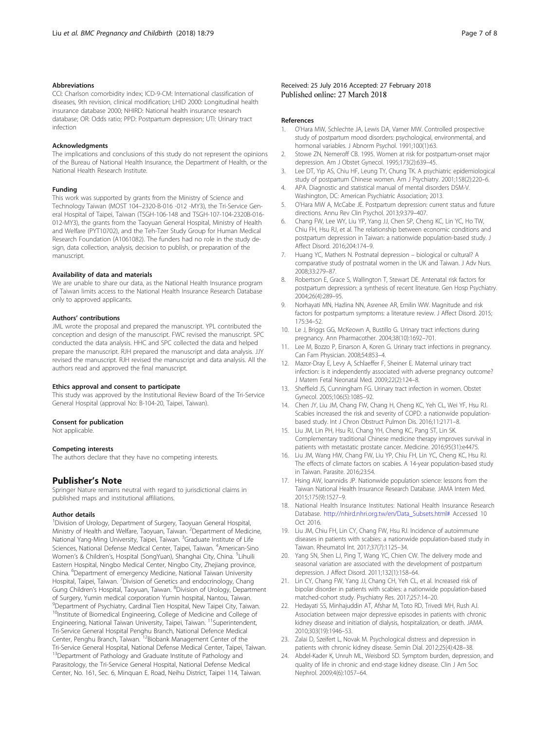### Abbreviations

CCI: Charlson comorbidity index; ICD-9-CM: International classification of diseases, 9th revision, clinical modification; LHID 2000: Longitudinal health insurance database 2000; NHIRD: National health insurance research database; OR: Odds ratio; PPD: Postpartum depression; UTI: Urinary tract infection

### Acknowledgments

The implications and conclusions of this study do not represent the opinions of the Bureau of National Health Insurance, the Department of Health, or the National Health Research Institute.

### Funding

This work was supported by grants from the Ministry of Science and Technology Taiwan (MOST 104–2320-B-016 -012 -MY3), the Tri-Service General Hospital of Taipei, Taiwan (TSGH-106-148 and TSGH-107-104-2320B-016-012-MY3), the grants from the Taoyuan General Hospital, Ministry of Health and Welfare (PYT10702), and the Teh-Tzer Study Group for Human Medical Research Foundation (A1061082). The funders had no role in the study design, data collection, analysis, decision to publish, or preparation of the manuscript.

### Availability of data and materials

We are unable to share our data, as the National Health Insurance program of Taiwan limits access to the National Health Insurance Research Database only to approved applicants.

### Authors' contributions

JML wrote the proposal and prepared the manuscript. YPL contributed the conception and design of the manuscript. FWC revised the manuscript. SPC conducted the data analysis. HHC and SPC collected the data and helped prepare the manuscript. RJH prepared the manuscript and data analysis. JJY revised the manuscript. RJH revised the manuscript and data analysis. All the authors read and approved the final manuscript.

### Ethics approval and consent to participate

This study was approved by the Institutional Review Board of the Tri-Service General Hospital (approval No: B-104-20, Taipei, Taiwan).

### Consent for publication

Not applicable.

### Competing interests

The authors declare that they have no competing interests.

## Publisher's Note

Springer Nature remains neutral with regard to jurisdictional claims in published maps and institutional affiliations.

### Author details

[1]Division of Urology, Department of Surgery, Taoyuan General Hospital, Ministry of Health and Welfare, Taoyuan, Taiwan. [2]Department of Medicine, National Yang-Ming University, Taipei, Taiwan. [3]Graduate Institute of Life Sciences, National Defense Medical Center, Taipei, Taiwan. [4]American-Sino Women's & Children's, Hospital (SongYuan), Shanghai City, China. [5]Lihuili Eastern Hospital, Ningbo Medical Center, Ningbo City, Zhejiang province, China. [6]Department of emergency Medicine, National Taiwan University Hospital, Taipei, Taiwan. [7]Division of Genetics and endocrinology, Chang Gung Children's Hospital, Taoyuan, Taiwan. [8]Division of Urology, Department of Surgery, Yumin medical corporation Yumin hospital, Nantou, Taiwan. [9]Department of Psychiatry, Cardinal Tien Hospital, New Taipei City, Taiwan. [10]Institute of Biomedical Engineering, College of Medicine and College of Engineering, National Taiwan University, Taipei, Taiwan. [11]Superintendent, Tri-Service General Hospital Penghu Branch, National Defence Medical Center, Penghu Branch, Taiwan. [12]Biobank Management Center of the Tri-Service General Hospital, National Defense Medical Center, Taipei, Taiwan. [13]Department of Pathology and Graduate Institute of Pathology and Parasitology, the Tri-Service General Hospital, National Defense Medical Center, No. 161, Sec. 6, Minquan E. Road, Neihu District, Taipei 114, Taiwan.

Received: 25 July 2016 Accepted: 27 February 2018
Published online: 27 March 2018

### References

1. O'Hara MW, Schlechte JA, Lewis DA, Varner MW. Controlled prospective study of postpartum mood disorders: psychological, environmental, and hormonal variables. J Abnorm Psychol. 1991;100(1):63.
2. Stowe ZN, Nemeroff CB. 1995. Women at risk for postpartum-onset major depression. Am J Obstet Gynecol. 1995;173(2):639–45.
3. Lee DT, Yip AS, Chiu HF, Leung TY, Chung TK. A psychiatric epidemiological study of postpartum Chinese women. Am J Psychiatry. 2001;158(2):220–6.
4. APA. Diagnostic and statistical manual of mental disorders DSM-V. Washington, DC: American Psychiatric Association; 2013.
5. O'Hara MW A, McCabe JE. Postpartum depression: current status and future directions. Annu Rev Clin Psychol. 2013;9:379–407.
6. Chang FW, Lee WY, Liu YP, Yang JJ, Chen SP, Cheng KC, Lin YC, Ho TW, Chiu FH, Hsu RJ, et al. The relationship between economic conditions and postpartum depression in Taiwan: a nationwide population-based study. J Affect Disord. 2016;204:174–9.
7. Huang YC, Mathers N. Postnatal depression – biological or cultural? A comparative study of postnatal women in the UK and Taiwan. J Adv Nurs. 2008;33:279–87.
8. Robertson E, Grace S, Wallington T, Stewart DE. Antenatal risk factors for postpartum depression: a synthesis of recent literature. Gen Hosp Psychiatry. 2004;26(4):289–95.
9. Norhayati MN, Hazlina NN, Asrenee AR, Emilin WW. Magnitude and risk factors for postpartum symptoms: a literature review. J Affect Disord. 2015; 175:34–52.
10. Le J, Briggs GG, McKeown A, Bustillo G. Urinary tract infections during pregnancy. Ann Pharmacother. 2004;38(10):1692–701.
11. Lee M, Bozzo P, Einarson A, Koren G. Urinary tract infections in pregnancy. Can Fam Physician. 2008;54:853–4.
12. Mazor-Dray E, Levy A, Schlaeffer F, Sheiner E. Maternal urinary tract infection: is it independently associated with adverse pregnancy outcome? J Matern Fetal Neonatal Med. 2009;22(2):124–8.
13. Sheffield JS, Cunningham FG. Urinary tract infection in women. Obstet Gynecol. 2005;106(5):1085–92.
14. Chen JY, Liu JM, Chang FW, Chang H, Cheng KC, Yeh CL, Wei YF, Hsu RJ. Scabies increased the risk and severity of COPD: a nationwide population-based study. Int J Chron Obstruct Pulmon Dis. 2016;11:2171–8.
15. Liu JM, Lin PH, Hsu RJ, Chang YH, Cheng KC, Pang ST, Lin SK. Complementary traditional Chinese medicine therapy improves survival in patients with metastatic prostate cancer. Medicine. 2016;95(31):e4475.
16. Liu JM, Wang HW, Chang FW, Liu YP, Chiu FH, Lin YC, Cheng KC, Hsu RJ. The effects of climate factors on scabies. A 14-year population-based study in Taiwan. Parasite. 2016;23:54.
17. Hsing AW, Ioannidis JP. Nationwide population science: lessons from the Taiwan National Health Insurance Research Database. JAMA Intern Med. 2015;175(9):1527–9.
18. National Health Insurance Institutes: National Health Insurance Research Database. http://nhird.nhri.org.tw/en/Data_Subsets.html# Accessed 10 Oct 2016.
19. Liu JM, Chiu FH, Lin CY, Chang FW, Hsu RJ. Incidence of autoimmune diseases in patients with scabies: a nationwide population-based study in Taiwan. Rheumatol Int. 2017;37(7):1125–34.
20. Yang SN, Shen LJ, Ping T, Wang YC, Chien CW. The delivery mode and seasonal variation are associated with the development of postpartum depression. J Affect Disord. 2011;132(1):158–64.
21. Lin CY, Chang FW, Yang JJ, Chang CH, Yeh CL, et al. Increased risk of bipolar disorder in patients with scabies: a nationwide population-based matched-cohort study. Psychiatry Res. 2017;257:14–20.
22. Hedayati SS, Minhajuddin AT, Afshar M, Toto RD, Trivedi MH, Rush AJ. Association between major depressive episodes in patients with chronic kidney disease and initiation of dialysis, hospitalization, or death. JAMA. 2010;303(19):1946–53.
23. Zalai D, Szeifert L, Novak M. Psychological distress and depression in patients with chronic kidney disease. Semin Dial. 2012;25(4):428–38.
24. Abdel-Kader K, Unruh ML, Weisbord SD. Symptom burden, depression, and quality of life in chronic and end-stage kidney disease. Clin J Am Soc Nephrol. 2009;4(6):1057–64.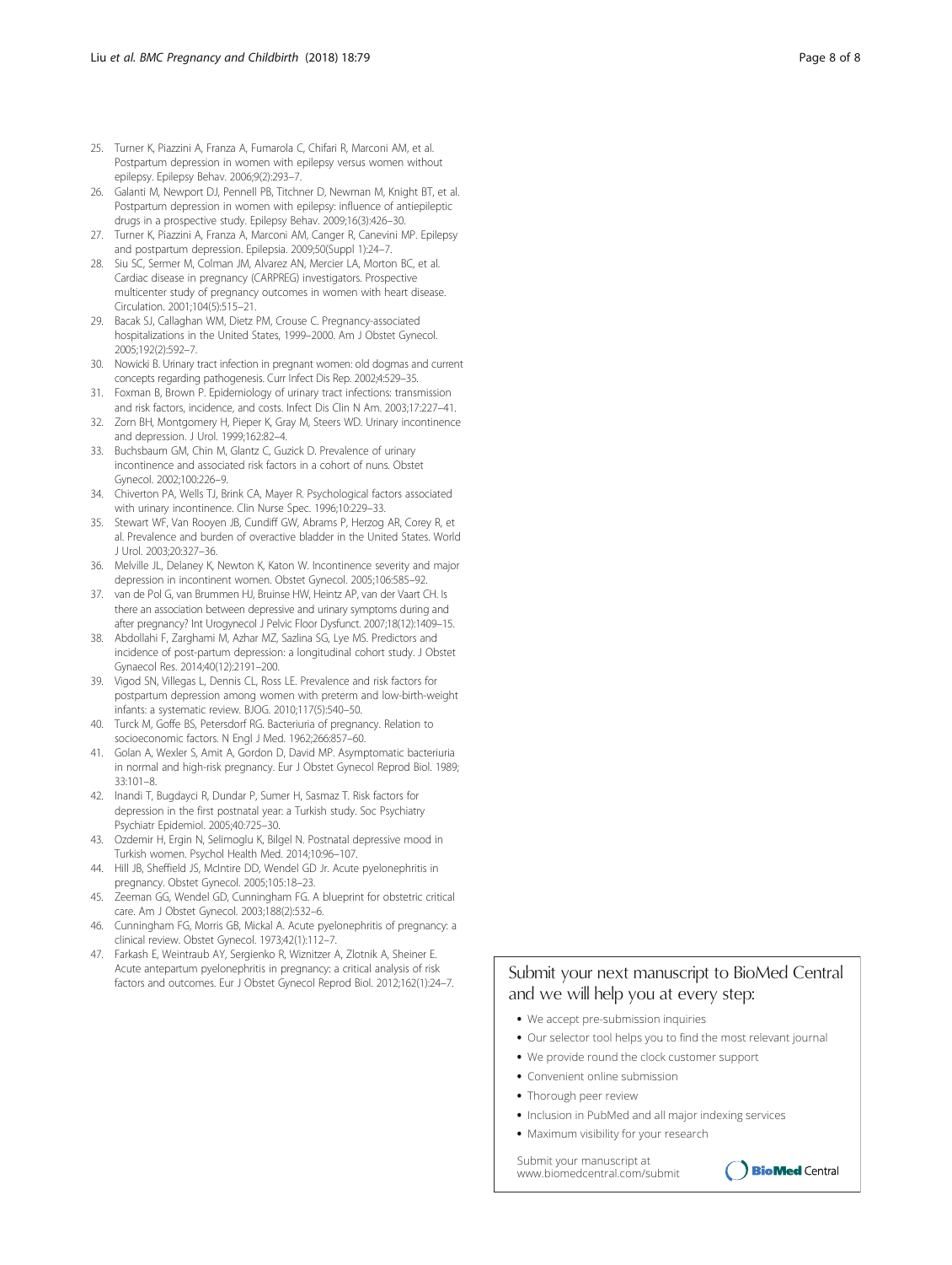25. Turner K, Piazzini A, Franza A, Fumarola C, Chifari R, Marconi AM, et al. Postpartum depression in women with epilepsy versus women without epilepsy. Epilepsy Behav. 2006;9(2):293–7.
26. Galanti M, Newport DJ, Pennell PB, Titchner D, Newman M, Knight BT, et al. Postpartum depression in women with epilepsy: influence of antiepileptic drugs in a prospective study. Epilepsy Behav. 2009;16(3):426–30.
27. Turner K, Piazzini A, Franza A, Marconi AM, Canger R, Canevini MP. Epilepsy and postpartum depression. Epilepsia. 2009;50(Suppl 1):24–7.
28. Siu SC, Sermer M, Colman JM, Alvarez AN, Mercier LA, Morton BC, et al. Cardiac disease in pregnancy (CARPREG) investigators. Prospective multicenter study of pregnancy outcomes in women with heart disease. Circulation. 2001;104(5):515–21.
29. Bacak SJ, Callaghan WM, Dietz PM, Crouse C. Pregnancy-associated hospitalizations in the United States, 1999–2000. Am J Obstet Gynecol. 2005;192(2):592–7.
30. Nowicki B. Urinary tract infection in pregnant women: old dogmas and current concepts regarding pathogenesis. Curr Infect Dis Rep. 2002;4:529–35.
31. Foxman B, Brown P. Epidemiology of urinary tract infections: transmission and risk factors, incidence, and costs. Infect Dis Clin N Am. 2003;17:227–41.
32. Zorn BH, Montgomery H, Pieper K, Gray M, Steers WD. Urinary incontinence and depression. J Urol. 1999;162:82–4.
33. Buchsbaum GM, Chin M, Glantz C, Guzick D. Prevalence of urinary incontinence and associated risk factors in a cohort of nuns. Obstet Gynecol. 2002;100:226–9.
34. Chiverton PA, Wells TJ, Brink CA, Mayer R. Psychological factors associated with urinary incontinence. Clin Nurse Spec. 1996;10:229–33.
35. Stewart WF, Van Rooyen JB, Cundiff GW, Abrams P, Herzog AR, Corey R, et al. Prevalence and burden of overactive bladder in the United States. World J Urol. 2003;20:327–36.
36. Melville JL, Delaney K, Newton K, Katon W. Incontinence severity and major depression in incontinent women. Obstet Gynecol. 2005;106:585–92.
37. van de Pol G, van Brummen HJ, Bruinse HW, Heintz AP, van der Vaart CH. Is there an association between depressive and urinary symptoms during and after pregnancy? Int Urogynecol J Pelvic Floor Dysfunct. 2007;18(12):1409–15.
38. Abdollahi F, Zarghami M, Azhar MZ, Sazlina SG, Lye MS. Predictors and incidence of post-partum depression: a longitudinal cohort study. J Obstet Gynaecol Res. 2014;40(12):2191–200.
39. Vigod SN, Villegas L, Dennis CL, Ross LE. Prevalence and risk factors for postpartum depression among women with preterm and low-birth-weight infants: a systematic review. BJOG. 2010;117(5):540–50.
40. Turck M, Goffe BS, Petersdorf RG. Bacteriuria of pregnancy. Relation to socioeconomic factors. N Engl J Med. 1962;266:857–60.
41. Golan A, Wexler S, Amit A, Gordon D, David MP. Asymptomatic bacteriuria in normal and high-risk pregnancy. Eur J Obstet Gynecol Reprod Biol. 1989; 33:101–8.
42. Inandi T, Bugdayci R, Dundar P, Sumer H, Sasmaz T. Risk factors for depression in the first postnatal year: a Turkish study. Soc Psychiatry Psychiatr Epidemiol. 2005;40:725–30.
43. Ozdemir H, Ergin N, Selimoglu K, Bilgel N. Postnatal depressive mood in Turkish women. Psychol Health Med. 2014;10:96–107.
44. Hill JB, Sheffield JS, McIntire DD, Wendel GD Jr. Acute pyelonephritis in pregnancy. Obstet Gynecol. 2005;105:18–23.
45. Zeeman GG, Wendel GD, Cunningham FG. A blueprint for obstetric critical care. Am J Obstet Gynecol. 2003;188(2):532–6.
46. Cunningham FG, Morris GB, Mickal A. Acute pyelonephritis of pregnancy: a clinical review. Obstet Gynecol. 1973;42(1):112–7.
47. Farkash E, Weintraub AY, Sergienko R, Wiznitzer A, Zlotnik A, Sheiner E. Acute antepartum pyelonephritis in pregnancy: a critical analysis of risk factors and outcomes. Eur J Obstet Gynecol Reprod Biol. 2012;162(1):24–7.

Submit your next manuscript to BioMed Central and we will help you at every step:

- We accept pre-submission inquiries
- Our selector tool helps you to find the most relevant journal
- We provide round the clock customer support
- Convenient online submission
- Thorough peer review
- Inclusion in PubMed and all major indexing services
- Maximum visibility for your research

Submit your manuscript at
www.biomedcentral.com/submit

BioMed Central